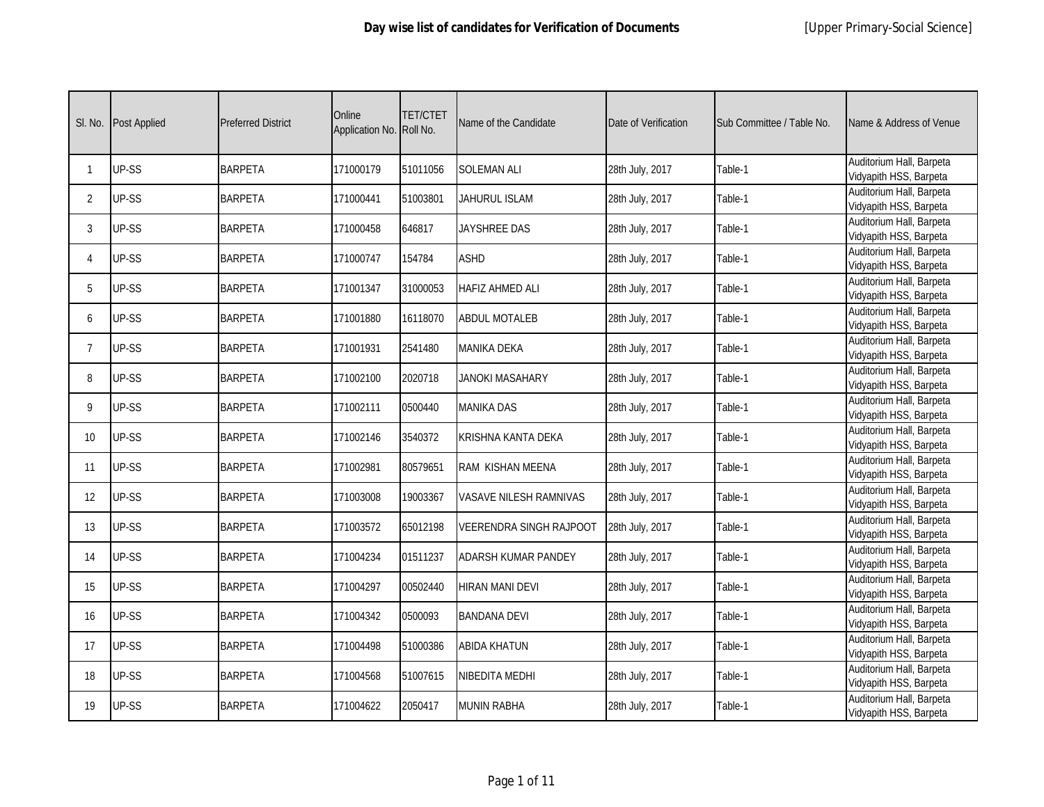# Day wise list of candidates for Verification of Documents

[Upper Primary-Social Science]

| Sl. No. | Post Applied | Preferred District | Online Application No. | TET/CTET Roll No. | Name of the Candidate | Date of Verification | Sub Committee / Table No. | Name & Address of Venue |
|---|---|---|---|---|---|---|---|---|
| 1 | UP-SS | BARPETA | 171000179 | 51011056 | SOLEMAN ALI | 28th July, 2017 | Table-1 | Auditorium Hall, Barpeta Vidyapith HSS, Barpeta |
| 2 | UP-SS | BARPETA | 171000441 | 51003801 | JAHURUL ISLAM | 28th July, 2017 | Table-1 | Auditorium Hall, Barpeta Vidyapith HSS, Barpeta |
| 3 | UP-SS | BARPETA | 171000458 | 646817 | JAYSHREE DAS | 28th July, 2017 | Table-1 | Auditorium Hall, Barpeta Vidyapith HSS, Barpeta |
| 4 | UP-SS | BARPETA | 171000747 | 154784 | ASHD | 28th July, 2017 | Table-1 | Auditorium Hall, Barpeta Vidyapith HSS, Barpeta |
| 5 | UP-SS | BARPETA | 171001347 | 31000053 | HAFIZ AHMED ALI | 28th July, 2017 | Table-1 | Auditorium Hall, Barpeta Vidyapith HSS, Barpeta |
| 6 | UP-SS | BARPETA | 171001880 | 16118070 | ABDUL MOTALEB | 28th July, 2017 | Table-1 | Auditorium Hall, Barpeta Vidyapith HSS, Barpeta |
| 7 | UP-SS | BARPETA | 171001931 | 2541480 | MANIKA DEKA | 28th July, 2017 | Table-1 | Auditorium Hall, Barpeta Vidyapith HSS, Barpeta |
| 8 | UP-SS | BARPETA | 171002100 | 2020718 | JANOKI MASAHARY | 28th July, 2017 | Table-1 | Auditorium Hall, Barpeta Vidyapith HSS, Barpeta |
| 9 | UP-SS | BARPETA | 171002111 | 0500440 | MANIKA DAS | 28th July, 2017 | Table-1 | Auditorium Hall, Barpeta Vidyapith HSS, Barpeta |
| 10 | UP-SS | BARPETA | 171002146 | 3540372 | KRISHNA KANTA DEKA | 28th July, 2017 | Table-1 | Auditorium Hall, Barpeta Vidyapith HSS, Barpeta |
| 11 | UP-SS | BARPETA | 171002981 | 80579651 | RAM KISHAN MEENA | 28th July, 2017 | Table-1 | Auditorium Hall, Barpeta Vidyapith HSS, Barpeta |
| 12 | UP-SS | BARPETA | 171003008 | 19003367 | VASAVE NILESH RAMNIVAS | 28th July, 2017 | Table-1 | Auditorium Hall, Barpeta Vidyapith HSS, Barpeta |
| 13 | UP-SS | BARPETA | 171003572 | 65012198 | VEERENDRA SINGH RAJPOOT | 28th July, 2017 | Table-1 | Auditorium Hall, Barpeta Vidyapith HSS, Barpeta |
| 14 | UP-SS | BARPETA | 171004234 | 01511237 | ADARSH KUMAR PANDEY | 28th July, 2017 | Table-1 | Auditorium Hall, Barpeta Vidyapith HSS, Barpeta |
| 15 | UP-SS | BARPETA | 171004297 | 00502440 | HIRAN MANI DEVI | 28th July, 2017 | Table-1 | Auditorium Hall, Barpeta Vidyapith HSS, Barpeta |
| 16 | UP-SS | BARPETA | 171004342 | 0500093 | BANDANA DEVI | 28th July, 2017 | Table-1 | Auditorium Hall, Barpeta Vidyapith HSS, Barpeta |
| 17 | UP-SS | BARPETA | 171004498 | 51000386 | ABIDA KHATUN | 28th July, 2017 | Table-1 | Auditorium Hall, Barpeta Vidyapith HSS, Barpeta |
| 18 | UP-SS | BARPETA | 171004568 | 51007615 | NIBEDITA MEDHI | 28th July, 2017 | Table-1 | Auditorium Hall, Barpeta Vidyapith HSS, Barpeta |
| 19 | UP-SS | BARPETA | 171004622 | 2050417 | MUNIN RABHA | 28th July, 2017 | Table-1 | Auditorium Hall, Barpeta Vidyapith HSS, Barpeta |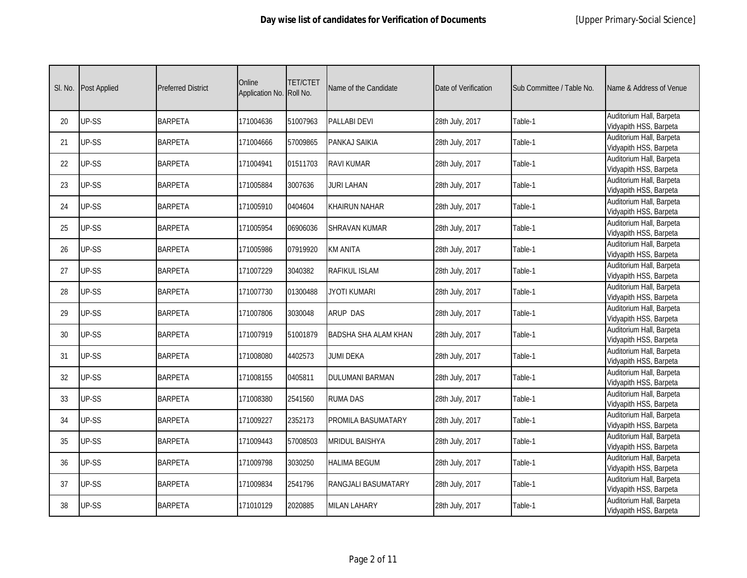# Day wise list of candidates for Verification of Documents

[Upper Primary-Social Science]

| Sl. No. | Post Applied | Preferred District | Online Application No. | TET/CTET Roll No. | Name of the Candidate | Date of Verification | Sub Committee / Table No. | Name & Address of Venue |
|---|---|---|---|---|---|---|---|---|
| 20 | UP-SS | BARPETA | 171004636 | 51007963 | PALLABI DEVI | 28th July, 2017 | Table-1 | Auditorium Hall, Barpeta Vidyapith HSS, Barpeta |
| 21 | UP-SS | BARPETA | 171004666 | 57009865 | PANKAJ SAIKIA | 28th July, 2017 | Table-1 | Auditorium Hall, Barpeta Vidyapith HSS, Barpeta |
| 22 | UP-SS | BARPETA | 171004941 | 01511703 | RAVI KUMAR | 28th July, 2017 | Table-1 | Auditorium Hall, Barpeta Vidyapith HSS, Barpeta |
| 23 | UP-SS | BARPETA | 171005884 | 3007636 | JURI LAHAN | 28th July, 2017 | Table-1 | Auditorium Hall, Barpeta Vidyapith HSS, Barpeta |
| 24 | UP-SS | BARPETA | 171005910 | 0404604 | KHAIRUN NAHAR | 28th July, 2017 | Table-1 | Auditorium Hall, Barpeta Vidyapith HSS, Barpeta |
| 25 | UP-SS | BARPETA | 171005954 | 06906036 | SHRAVAN KUMAR | 28th July, 2017 | Table-1 | Auditorium Hall, Barpeta Vidyapith HSS, Barpeta |
| 26 | UP-SS | BARPETA | 171005986 | 07919920 | KM ANITA | 28th July, 2017 | Table-1 | Auditorium Hall, Barpeta Vidyapith HSS, Barpeta |
| 27 | UP-SS | BARPETA | 171007229 | 3040382 | RAFIKUL ISLAM | 28th July, 2017 | Table-1 | Auditorium Hall, Barpeta Vidyapith HSS, Barpeta |
| 28 | UP-SS | BARPETA | 171007730 | 01300488 | JYOTI KUMARI | 28th July, 2017 | Table-1 | Auditorium Hall, Barpeta Vidyapith HSS, Barpeta |
| 29 | UP-SS | BARPETA | 171007806 | 3030048 | ARUP DAS | 28th July, 2017 | Table-1 | Auditorium Hall, Barpeta Vidyapith HSS, Barpeta |
| 30 | UP-SS | BARPETA | 171007919 | 51001879 | BADSHA SHA ALAM KHAN | 28th July, 2017 | Table-1 | Auditorium Hall, Barpeta Vidyapith HSS, Barpeta |
| 31 | UP-SS | BARPETA | 171008080 | 4402573 | JUMI DEKA | 28th July, 2017 | Table-1 | Auditorium Hall, Barpeta Vidyapith HSS, Barpeta |
| 32 | UP-SS | BARPETA | 171008155 | 0405811 | DULUMANI BARMAN | 28th July, 2017 | Table-1 | Auditorium Hall, Barpeta Vidyapith HSS, Barpeta |
| 33 | UP-SS | BARPETA | 171008380 | 2541560 | RUMA DAS | 28th July, 2017 | Table-1 | Auditorium Hall, Barpeta Vidyapith HSS, Barpeta |
| 34 | UP-SS | BARPETA | 171009227 | 2352173 | PROMILA BASUMATARY | 28th July, 2017 | Table-1 | Auditorium Hall, Barpeta Vidyapith HSS, Barpeta |
| 35 | UP-SS | BARPETA | 171009443 | 57008503 | MRIDUL BAISHYA | 28th July, 2017 | Table-1 | Auditorium Hall, Barpeta Vidyapith HSS, Barpeta |
| 36 | UP-SS | BARPETA | 171009798 | 3030250 | HALIMA BEGUM | 28th July, 2017 | Table-1 | Auditorium Hall, Barpeta Vidyapith HSS, Barpeta |
| 37 | UP-SS | BARPETA | 171009834 | 2541796 | RANGJALI BASUMATARY | 28th July, 2017 | Table-1 | Auditorium Hall, Barpeta Vidyapith HSS, Barpeta |
| 38 | UP-SS | BARPETA | 171010129 | 2020885 | MILAN LAHARY | 28th July, 2017 | Table-1 | Auditorium Hall, Barpeta Vidyapith HSS, Barpeta |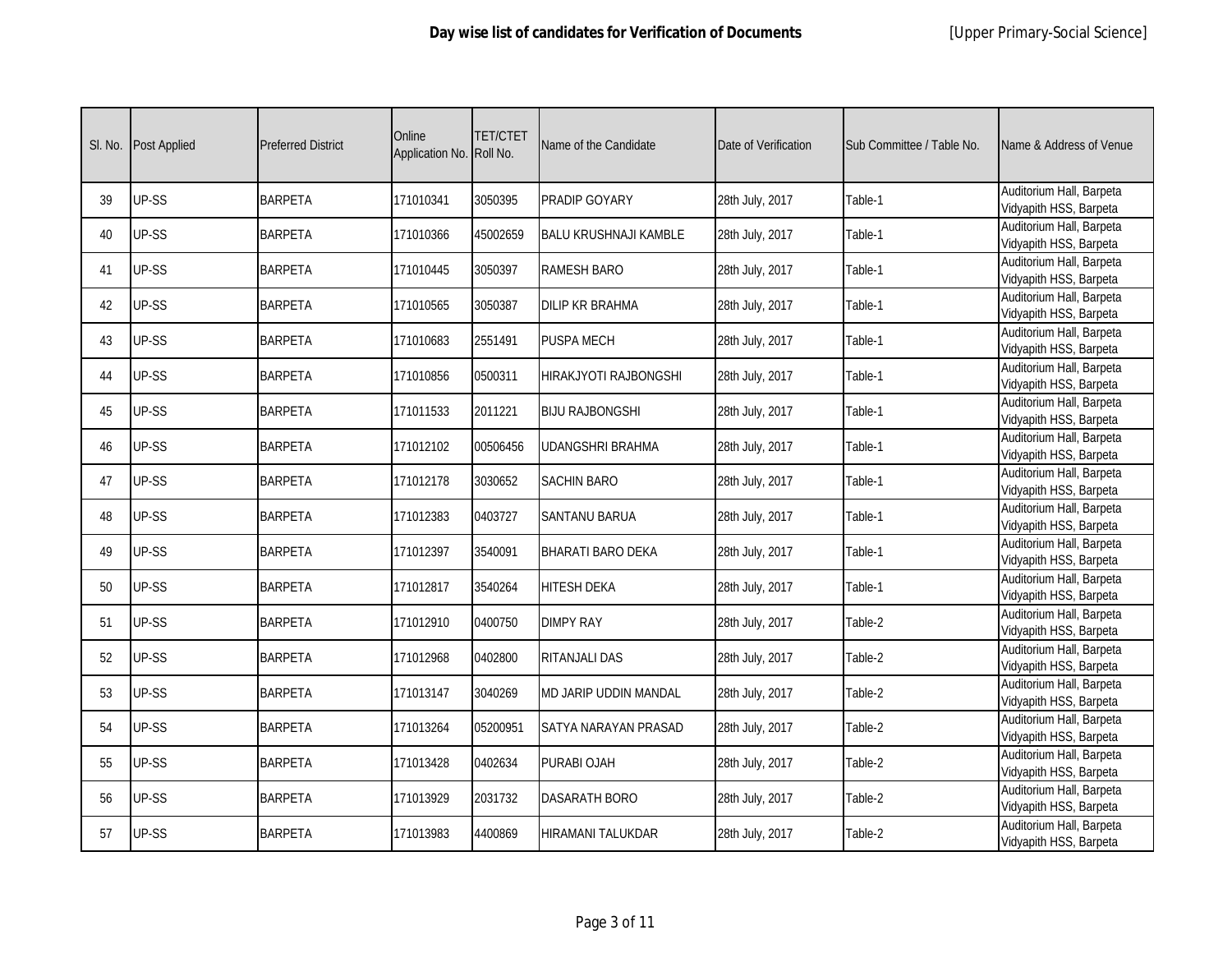| Sl. No. | Post Applied | Preferred District | Online Application No. | TET/CTET Roll No. | Name of the Candidate | Date of Verification | Sub Committee / Table No. | Name & Address of Venue |
|---|---|---|---|---|---|---|---|---|
| 39 | UP-SS | BARPETA | 171010341 | 3050395 | PRADIP GOYARY | 28th July, 2017 | Table-1 | Auditorium Hall, Barpeta Vidyapith HSS, Barpeta |
| 40 | UP-SS | BARPETA | 171010366 | 45002659 | BALU KRUSHNAJI KAMBLE | 28th July, 2017 | Table-1 | Auditorium Hall, Barpeta Vidyapith HSS, Barpeta |
| 41 | UP-SS | BARPETA | 171010445 | 3050397 | RAMESH BARO | 28th July, 2017 | Table-1 | Auditorium Hall, Barpeta Vidyapith HSS, Barpeta |
| 42 | UP-SS | BARPETA | 171010565 | 3050387 | DILIP KR BRAHMA | 28th July, 2017 | Table-1 | Auditorium Hall, Barpeta Vidyapith HSS, Barpeta |
| 43 | UP-SS | BARPETA | 171010683 | 2551491 | PUSPA MECH | 28th July, 2017 | Table-1 | Auditorium Hall, Barpeta Vidyapith HSS, Barpeta |
| 44 | UP-SS | BARPETA | 171010856 | 0500311 | HIRAKJYOTI RAJBONGSHI | 28th July, 2017 | Table-1 | Auditorium Hall, Barpeta Vidyapith HSS, Barpeta |
| 45 | UP-SS | BARPETA | 171011533 | 2011221 | BIJU RAJBONGSHI | 28th July, 2017 | Table-1 | Auditorium Hall, Barpeta Vidyapith HSS, Barpeta |
| 46 | UP-SS | BARPETA | 171012102 | 00506456 | UDANGSHRI BRAHMA | 28th July, 2017 | Table-1 | Auditorium Hall, Barpeta Vidyapith HSS, Barpeta |
| 47 | UP-SS | BARPETA | 171012178 | 3030652 | SACHIN BARO | 28th July, 2017 | Table-1 | Auditorium Hall, Barpeta Vidyapith HSS, Barpeta |
| 48 | UP-SS | BARPETA | 171012383 | 0403727 | SANTANU BARUA | 28th July, 2017 | Table-1 | Auditorium Hall, Barpeta Vidyapith HSS, Barpeta |
| 49 | UP-SS | BARPETA | 171012397 | 3540091 | BHARATI BARO DEKA | 28th July, 2017 | Table-1 | Auditorium Hall, Barpeta Vidyapith HSS, Barpeta |
| 50 | UP-SS | BARPETA | 171012817 | 3540264 | HITESH DEKA | 28th July, 2017 | Table-1 | Auditorium Hall, Barpeta Vidyapith HSS, Barpeta |
| 51 | UP-SS | BARPETA | 171012910 | 0400750 | DIMPY RAY | 28th July, 2017 | Table-2 | Auditorium Hall, Barpeta Vidyapith HSS, Barpeta |
| 52 | UP-SS | BARPETA | 171012968 | 0402800 | RITANJALI DAS | 28th July, 2017 | Table-2 | Auditorium Hall, Barpeta Vidyapith HSS, Barpeta |
| 53 | UP-SS | BARPETA | 171013147 | 3040269 | MD JARIP UDDIN MANDAL | 28th July, 2017 | Table-2 | Auditorium Hall, Barpeta Vidyapith HSS, Barpeta |
| 54 | UP-SS | BARPETA | 171013264 | 05200951 | SATYA NARAYAN PRASAD | 28th July, 2017 | Table-2 | Auditorium Hall, Barpeta Vidyapith HSS, Barpeta |
| 55 | UP-SS | BARPETA | 171013428 | 0402634 | PURABI OJAH | 28th July, 2017 | Table-2 | Auditorium Hall, Barpeta Vidyapith HSS, Barpeta |
| 56 | UP-SS | BARPETA | 171013929 | 2031732 | DASARATH BORO | 28th July, 2017 | Table-2 | Auditorium Hall, Barpeta Vidyapith HSS, Barpeta |
| 57 | UP-SS | BARPETA | 171013983 | 4400869 | HIRAMANI TALUKDAR | 28th July, 2017 | Table-2 | Auditorium Hall, Barpeta Vidyapith HSS, Barpeta |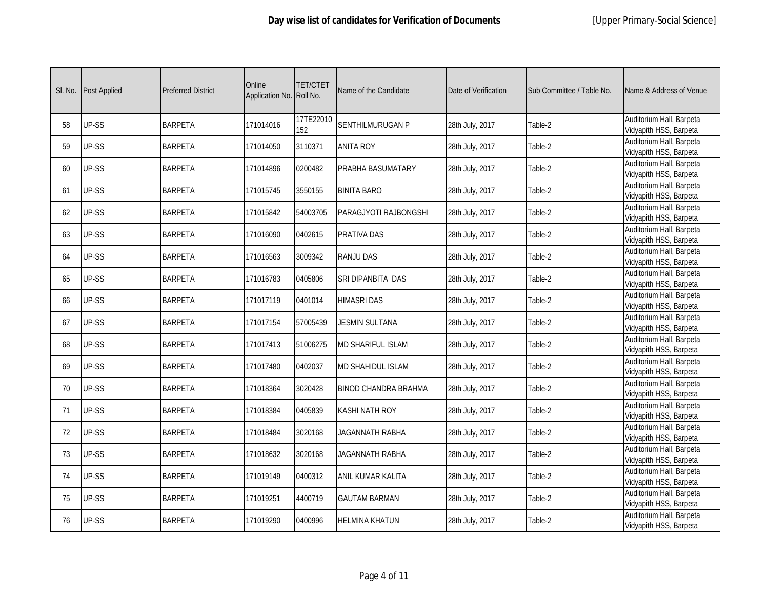## Day wise list of candidates for Verification of Documents

[Upper Primary-Social Science]

| Sl. No. | Post Applied | Preferred District | Online Application No. | TET/CTET Roll No. | Name of the Candidate | Date of Verification | Sub Committee / Table No. | Name & Address of Venue |
|---|---|---|---|---|---|---|---|---|
| 58 | UP-SS | BARPETA | 171014016 | 17TE22010152 | SENTHILMURUGAN P | 28th July, 2017 | Table-2 | Auditorium Hall, Barpeta Vidyapith HSS, Barpeta |
| 59 | UP-SS | BARPETA | 171014050 | 3110371 | ANITA ROY | 28th July, 2017 | Table-2 | Auditorium Hall, Barpeta Vidyapith HSS, Barpeta |
| 60 | UP-SS | BARPETA | 171014896 | 0200482 | PRABHA BASUMATARY | 28th July, 2017 | Table-2 | Auditorium Hall, Barpeta Vidyapith HSS, Barpeta |
| 61 | UP-SS | BARPETA | 171015745 | 3550155 | BINITA BARO | 28th July, 2017 | Table-2 | Auditorium Hall, Barpeta Vidyapith HSS, Barpeta |
| 62 | UP-SS | BARPETA | 171015842 | 54003705 | PARAGJYOTI RAJBONGSHI | 28th July, 2017 | Table-2 | Auditorium Hall, Barpeta Vidyapith HSS, Barpeta |
| 63 | UP-SS | BARPETA | 171016090 | 0402615 | PRATIVA DAS | 28th July, 2017 | Table-2 | Auditorium Hall, Barpeta Vidyapith HSS, Barpeta |
| 64 | UP-SS | BARPETA | 171016563 | 3009342 | RANJU DAS | 28th July, 2017 | Table-2 | Auditorium Hall, Barpeta Vidyapith HSS, Barpeta |
| 65 | UP-SS | BARPETA | 171016783 | 0405806 | SRI DIPANBITA DAS | 28th July, 2017 | Table-2 | Auditorium Hall, Barpeta Vidyapith HSS, Barpeta |
| 66 | UP-SS | BARPETA | 171017119 | 0401014 | HIMASRI DAS | 28th July, 2017 | Table-2 | Auditorium Hall, Barpeta Vidyapith HSS, Barpeta |
| 67 | UP-SS | BARPETA | 171017154 | 57005439 | JESMIN SULTANA | 28th July, 2017 | Table-2 | Auditorium Hall, Barpeta Vidyapith HSS, Barpeta |
| 68 | UP-SS | BARPETA | 171017413 | 51006275 | MD SHARIFUL ISLAM | 28th July, 2017 | Table-2 | Auditorium Hall, Barpeta Vidyapith HSS, Barpeta |
| 69 | UP-SS | BARPETA | 171017480 | 0402037 | MD SHAHIDUL ISLAM | 28th July, 2017 | Table-2 | Auditorium Hall, Barpeta Vidyapith HSS, Barpeta |
| 70 | UP-SS | BARPETA | 171018364 | 3020428 | BINOD CHANDRA BRAHMA | 28th July, 2017 | Table-2 | Auditorium Hall, Barpeta Vidyapith HSS, Barpeta |
| 71 | UP-SS | BARPETA | 171018384 | 0405839 | KASHI NATH ROY | 28th July, 2017 | Table-2 | Auditorium Hall, Barpeta Vidyapith HSS, Barpeta |
| 72 | UP-SS | BARPETA | 171018484 | 3020168 | JAGANNATH RABHA | 28th July, 2017 | Table-2 | Auditorium Hall, Barpeta Vidyapith HSS, Barpeta |
| 73 | UP-SS | BARPETA | 171018632 | 3020168 | JAGANNATH RABHA | 28th July, 2017 | Table-2 | Auditorium Hall, Barpeta Vidyapith HSS, Barpeta |
| 74 | UP-SS | BARPETA | 171019149 | 0400312 | ANIL KUMAR KALITA | 28th July, 2017 | Table-2 | Auditorium Hall, Barpeta Vidyapith HSS, Barpeta |
| 75 | UP-SS | BARPETA | 171019251 | 4400719 | GAUTAM BARMAN | 28th July, 2017 | Table-2 | Auditorium Hall, Barpeta Vidyapith HSS, Barpeta |
| 76 | UP-SS | BARPETA | 171019290 | 0400996 | HELMINA KHATUN | 28th July, 2017 | Table-2 | Auditorium Hall, Barpeta Vidyapith HSS, Barpeta |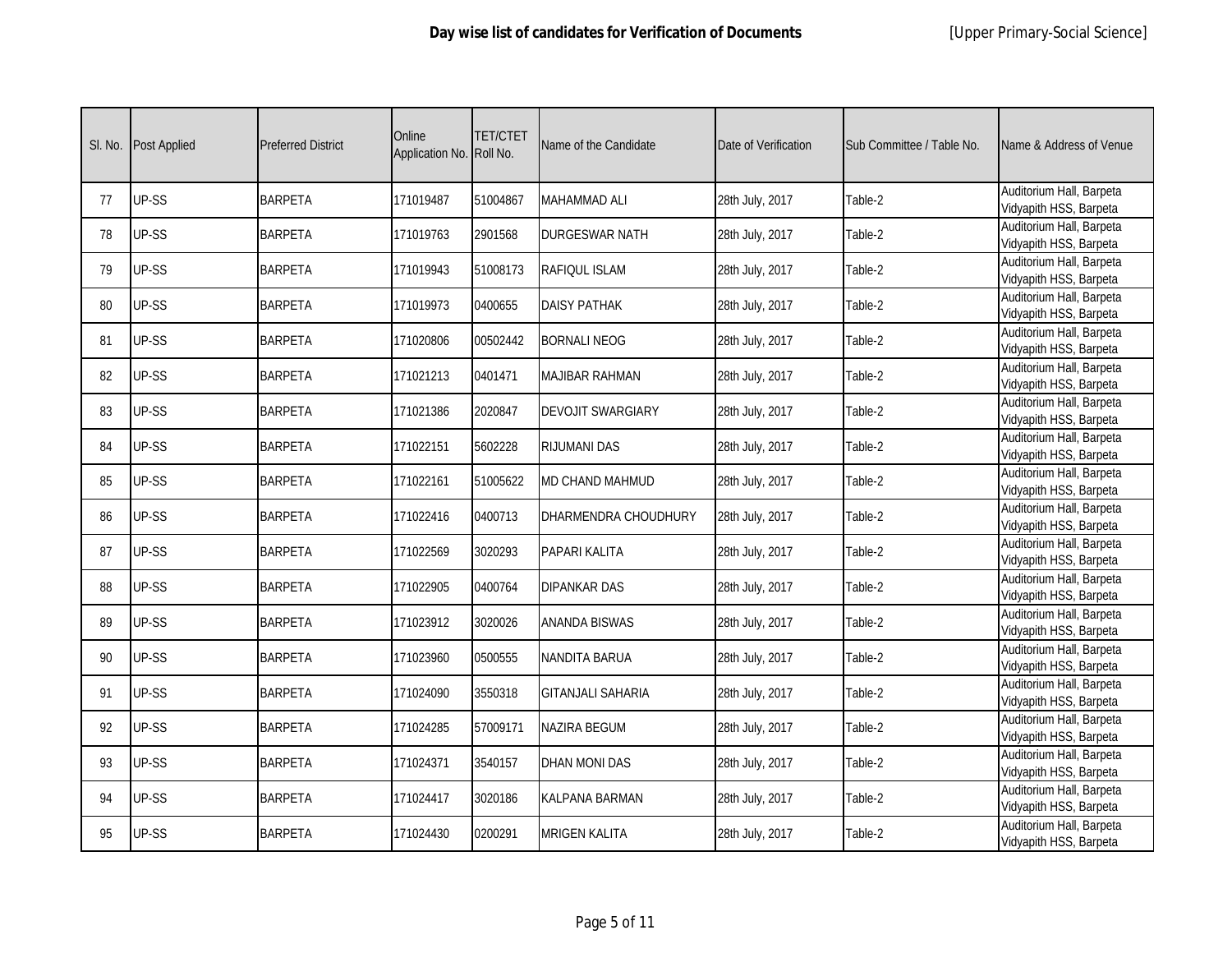| Sl. No. | Post Applied | Preferred District | Online Application No. | TET/CTET Roll No. | Name of the Candidate | Date of Verification | Sub Committee / Table No. | Name & Address of Venue |
|---|---|---|---|---|---|---|---|---|
| 77 | UP-SS | BARPETA | 171019487 | 51004867 | MAHAMMAD ALI | 28th July, 2017 | Table-2 | Auditorium Hall, Barpeta Vidyapith HSS, Barpeta |
| 78 | UP-SS | BARPETA | 171019763 | 2901568 | DURGESWAR NATH | 28th July, 2017 | Table-2 | Auditorium Hall, Barpeta Vidyapith HSS, Barpeta |
| 79 | UP-SS | BARPETA | 171019943 | 51008173 | RAFIQUL ISLAM | 28th July, 2017 | Table-2 | Auditorium Hall, Barpeta Vidyapith HSS, Barpeta |
| 80 | UP-SS | BARPETA | 171019973 | 0400655 | DAISY PATHAK | 28th July, 2017 | Table-2 | Auditorium Hall, Barpeta Vidyapith HSS, Barpeta |
| 81 | UP-SS | BARPETA | 171020806 | 00502442 | BORNALI NEOG | 28th July, 2017 | Table-2 | Auditorium Hall, Barpeta Vidyapith HSS, Barpeta |
| 82 | UP-SS | BARPETA | 171021213 | 0401471 | MAJIBAR RAHMAN | 28th July, 2017 | Table-2 | Auditorium Hall, Barpeta Vidyapith HSS, Barpeta |
| 83 | UP-SS | BARPETA | 171021386 | 2020847 | DEVOJIT SWARGIARY | 28th July, 2017 | Table-2 | Auditorium Hall, Barpeta Vidyapith HSS, Barpeta |
| 84 | UP-SS | BARPETA | 171022151 | 5602228 | RIJUMANI DAS | 28th July, 2017 | Table-2 | Auditorium Hall, Barpeta Vidyapith HSS, Barpeta |
| 85 | UP-SS | BARPETA | 171022161 | 51005622 | MD CHAND MAHMUD | 28th July, 2017 | Table-2 | Auditorium Hall, Barpeta Vidyapith HSS, Barpeta |
| 86 | UP-SS | BARPETA | 171022416 | 0400713 | DHARMENDRA CHOUDHURY | 28th July, 2017 | Table-2 | Auditorium Hall, Barpeta Vidyapith HSS, Barpeta |
| 87 | UP-SS | BARPETA | 171022569 | 3020293 | PAPARI KALITA | 28th July, 2017 | Table-2 | Auditorium Hall, Barpeta Vidyapith HSS, Barpeta |
| 88 | UP-SS | BARPETA | 171022905 | 0400764 | DIPANKAR DAS | 28th July, 2017 | Table-2 | Auditorium Hall, Barpeta Vidyapith HSS, Barpeta |
| 89 | UP-SS | BARPETA | 171023912 | 3020026 | ANANDA BISWAS | 28th July, 2017 | Table-2 | Auditorium Hall, Barpeta Vidyapith HSS, Barpeta |
| 90 | UP-SS | BARPETA | 171023960 | 0500555 | NANDITA BARUA | 28th July, 2017 | Table-2 | Auditorium Hall, Barpeta Vidyapith HSS, Barpeta |
| 91 | UP-SS | BARPETA | 171024090 | 3550318 | GITANJALI SAHARIA | 28th July, 2017 | Table-2 | Auditorium Hall, Barpeta Vidyapith HSS, Barpeta |
| 92 | UP-SS | BARPETA | 171024285 | 57009171 | NAZIRA BEGUM | 28th July, 2017 | Table-2 | Auditorium Hall, Barpeta Vidyapith HSS, Barpeta |
| 93 | UP-SS | BARPETA | 171024371 | 3540157 | DHAN MONI DAS | 28th July, 2017 | Table-2 | Auditorium Hall, Barpeta Vidyapith HSS, Barpeta |
| 94 | UP-SS | BARPETA | 171024417 | 3020186 | KALPANA BARMAN | 28th July, 2017 | Table-2 | Auditorium Hall, Barpeta Vidyapith HSS, Barpeta |
| 95 | UP-SS | BARPETA | 171024430 | 0200291 | MRIGEN KALITA | 28th July, 2017 | Table-2 | Auditorium Hall, Barpeta Vidyapith HSS, Barpeta |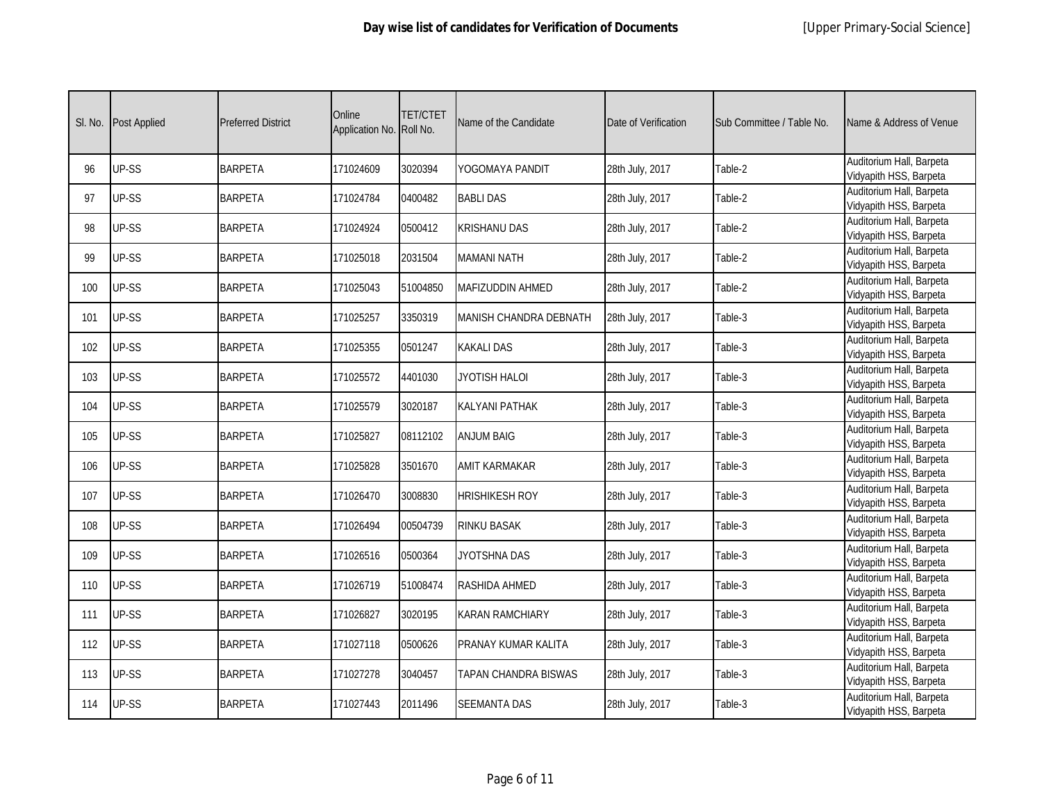| Sl. No. | Post Applied | Preferred District | Online Application No. | TET/CTET Roll No. | Name of the Candidate | Date of Verification | Sub Committee / Table No. | Name & Address of Venue |
|---|---|---|---|---|---|---|---|---|
| 96 | UP-SS | BARPETA | 171024609 | 3020394 | YOGOMAYA PANDIT | 28th July, 2017 | Table-2 | Auditorium Hall, Barpeta Vidyapith HSS, Barpeta |
| 97 | UP-SS | BARPETA | 171024784 | 0400482 | BABLI DAS | 28th July, 2017 | Table-2 | Auditorium Hall, Barpeta Vidyapith HSS, Barpeta |
| 98 | UP-SS | BARPETA | 171024924 | 0500412 | KRISHANU DAS | 28th July, 2017 | Table-2 | Auditorium Hall, Barpeta Vidyapith HSS, Barpeta |
| 99 | UP-SS | BARPETA | 171025018 | 2031504 | MAMANI NATH | 28th July, 2017 | Table-2 | Auditorium Hall, Barpeta Vidyapith HSS, Barpeta |
| 100 | UP-SS | BARPETA | 171025043 | 51004850 | MAFIZUDDIN AHMED | 28th July, 2017 | Table-2 | Auditorium Hall, Barpeta Vidyapith HSS, Barpeta |
| 101 | UP-SS | BARPETA | 171025257 | 3350319 | MANISH CHANDRA DEBNATH | 28th July, 2017 | Table-3 | Auditorium Hall, Barpeta Vidyapith HSS, Barpeta |
| 102 | UP-SS | BARPETA | 171025355 | 0501247 | KAKALI DAS | 28th July, 2017 | Table-3 | Auditorium Hall, Barpeta Vidyapith HSS, Barpeta |
| 103 | UP-SS | BARPETA | 171025572 | 4401030 | JYOTISH HALOI | 28th July, 2017 | Table-3 | Auditorium Hall, Barpeta Vidyapith HSS, Barpeta |
| 104 | UP-SS | BARPETA | 171025579 | 3020187 | KALYANI PATHAK | 28th July, 2017 | Table-3 | Auditorium Hall, Barpeta Vidyapith HSS, Barpeta |
| 105 | UP-SS | BARPETA | 171025827 | 08112102 | ANJUM BAIG | 28th July, 2017 | Table-3 | Auditorium Hall, Barpeta Vidyapith HSS, Barpeta |
| 106 | UP-SS | BARPETA | 171025828 | 3501670 | AMIT KARMAKAR | 28th July, 2017 | Table-3 | Auditorium Hall, Barpeta Vidyapith HSS, Barpeta |
| 107 | UP-SS | BARPETA | 171026470 | 3008830 | HRISHIKESH ROY | 28th July, 2017 | Table-3 | Auditorium Hall, Barpeta Vidyapith HSS, Barpeta |
| 108 | UP-SS | BARPETA | 171026494 | 00504739 | RINKU BASAK | 28th July, 2017 | Table-3 | Auditorium Hall, Barpeta Vidyapith HSS, Barpeta |
| 109 | UP-SS | BARPETA | 171026516 | 0500364 | JYOTSHNA DAS | 28th July, 2017 | Table-3 | Auditorium Hall, Barpeta Vidyapith HSS, Barpeta |
| 110 | UP-SS | BARPETA | 171026719 | 51008474 | RASHIDA AHMED | 28th July, 2017 | Table-3 | Auditorium Hall, Barpeta Vidyapith HSS, Barpeta |
| 111 | UP-SS | BARPETA | 171026827 | 3020195 | KARAN RAMCHIARY | 28th July, 2017 | Table-3 | Auditorium Hall, Barpeta Vidyapith HSS, Barpeta |
| 112 | UP-SS | BARPETA | 171027118 | 0500626 | PRANAY KUMAR KALITA | 28th July, 2017 | Table-3 | Auditorium Hall, Barpeta Vidyapith HSS, Barpeta |
| 113 | UP-SS | BARPETA | 171027278 | 3040457 | TAPAN CHANDRA BISWAS | 28th July, 2017 | Table-3 | Auditorium Hall, Barpeta Vidyapith HSS, Barpeta |
| 114 | UP-SS | BARPETA | 171027443 | 2011496 | SEEMANTA DAS | 28th July, 2017 | Table-3 | Auditorium Hall, Barpeta Vidyapith HSS, Barpeta |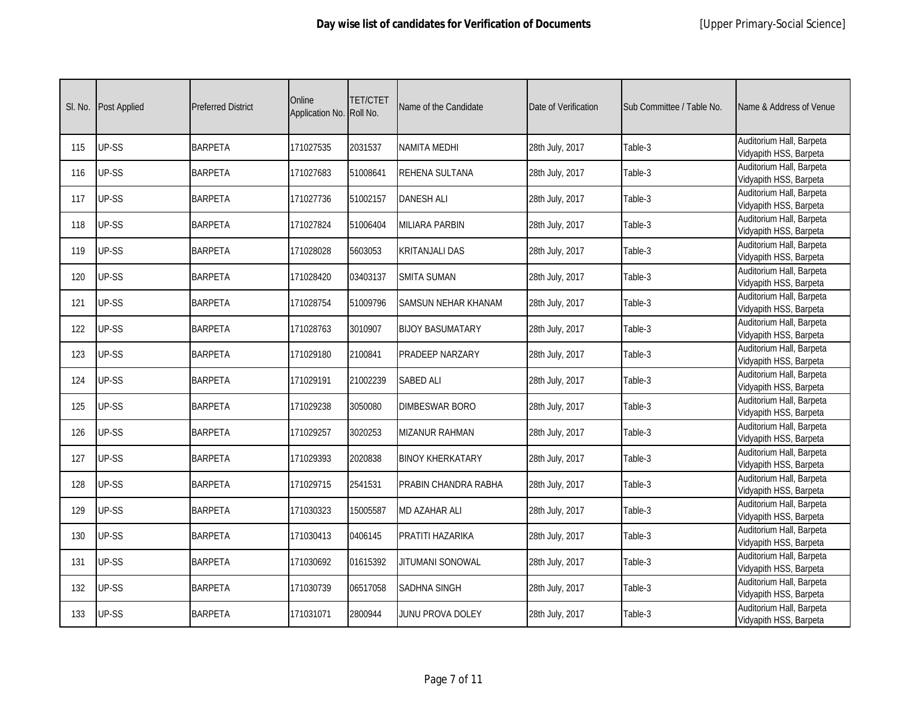## Day wise list of candidates for Verification of Documents

[Upper Primary-Social Science]

| Sl. No. | Post Applied | Preferred District | Online Application No. | TET/CTET Roll No. | Name of the Candidate | Date of Verification | Sub Committee / Table No. | Name & Address of Venue |
|---|---|---|---|---|---|---|---|---|
| 115 | UP-SS | BARPETA | 171027535 | 2031537 | NAMITA MEDHI | 28th July, 2017 | Table-3 | Auditorium Hall, Barpeta Vidyapith HSS, Barpeta |
| 116 | UP-SS | BARPETA | 171027683 | 51008641 | REHENA SULTANA | 28th July, 2017 | Table-3 | Auditorium Hall, Barpeta Vidyapith HSS, Barpeta |
| 117 | UP-SS | BARPETA | 171027736 | 51002157 | DANESH ALI | 28th July, 2017 | Table-3 | Auditorium Hall, Barpeta Vidyapith HSS, Barpeta |
| 118 | UP-SS | BARPETA | 171027824 | 51006404 | MILIARA PARBIN | 28th July, 2017 | Table-3 | Auditorium Hall, Barpeta Vidyapith HSS, Barpeta |
| 119 | UP-SS | BARPETA | 171028028 | 5603053 | KRITANJALI DAS | 28th July, 2017 | Table-3 | Auditorium Hall, Barpeta Vidyapith HSS, Barpeta |
| 120 | UP-SS | BARPETA | 171028420 | 03403137 | SMITA SUMAN | 28th July, 2017 | Table-3 | Auditorium Hall, Barpeta Vidyapith HSS, Barpeta |
| 121 | UP-SS | BARPETA | 171028754 | 51009796 | SAMSUN NEHAR KHANAM | 28th July, 2017 | Table-3 | Auditorium Hall, Barpeta Vidyapith HSS, Barpeta |
| 122 | UP-SS | BARPETA | 171028763 | 3010907 | BIJOY BASUMATARY | 28th July, 2017 | Table-3 | Auditorium Hall, Barpeta Vidyapith HSS, Barpeta |
| 123 | UP-SS | BARPETA | 171029180 | 2100841 | PRADEEP NARZARY | 28th July, 2017 | Table-3 | Auditorium Hall, Barpeta Vidyapith HSS, Barpeta |
| 124 | UP-SS | BARPETA | 171029191 | 21002239 | SABED ALI | 28th July, 2017 | Table-3 | Auditorium Hall, Barpeta Vidyapith HSS, Barpeta |
| 125 | UP-SS | BARPETA | 171029238 | 3050080 | DIMBESWAR BORO | 28th July, 2017 | Table-3 | Auditorium Hall, Barpeta Vidyapith HSS, Barpeta |
| 126 | UP-SS | BARPETA | 171029257 | 3020253 | MIZANUR RAHMAN | 28th July, 2017 | Table-3 | Auditorium Hall, Barpeta Vidyapith HSS, Barpeta |
| 127 | UP-SS | BARPETA | 171029393 | 2020838 | BINOY KHERKATARY | 28th July, 2017 | Table-3 | Auditorium Hall, Barpeta Vidyapith HSS, Barpeta |
| 128 | UP-SS | BARPETA | 171029715 | 2541531 | PRABIN CHANDRA RABHA | 28th July, 2017 | Table-3 | Auditorium Hall, Barpeta Vidyapith HSS, Barpeta |
| 129 | UP-SS | BARPETA | 171030323 | 15005587 | MD AZAHAR ALI | 28th July, 2017 | Table-3 | Auditorium Hall, Barpeta Vidyapith HSS, Barpeta |
| 130 | UP-SS | BARPETA | 171030413 | 0406145 | PRATITI HAZARIKA | 28th July, 2017 | Table-3 | Auditorium Hall, Barpeta Vidyapith HSS, Barpeta |
| 131 | UP-SS | BARPETA | 171030692 | 01615392 | JITUMANI SONOWAL | 28th July, 2017 | Table-3 | Auditorium Hall, Barpeta Vidyapith HSS, Barpeta |
| 132 | UP-SS | BARPETA | 171030739 | 06517058 | SADHNA SINGH | 28th July, 2017 | Table-3 | Auditorium Hall, Barpeta Vidyapith HSS, Barpeta |
| 133 | UP-SS | BARPETA | 171031071 | 2800944 | JUNU PROVA DOLEY | 28th July, 2017 | Table-3 | Auditorium Hall, Barpeta Vidyapith HSS, Barpeta |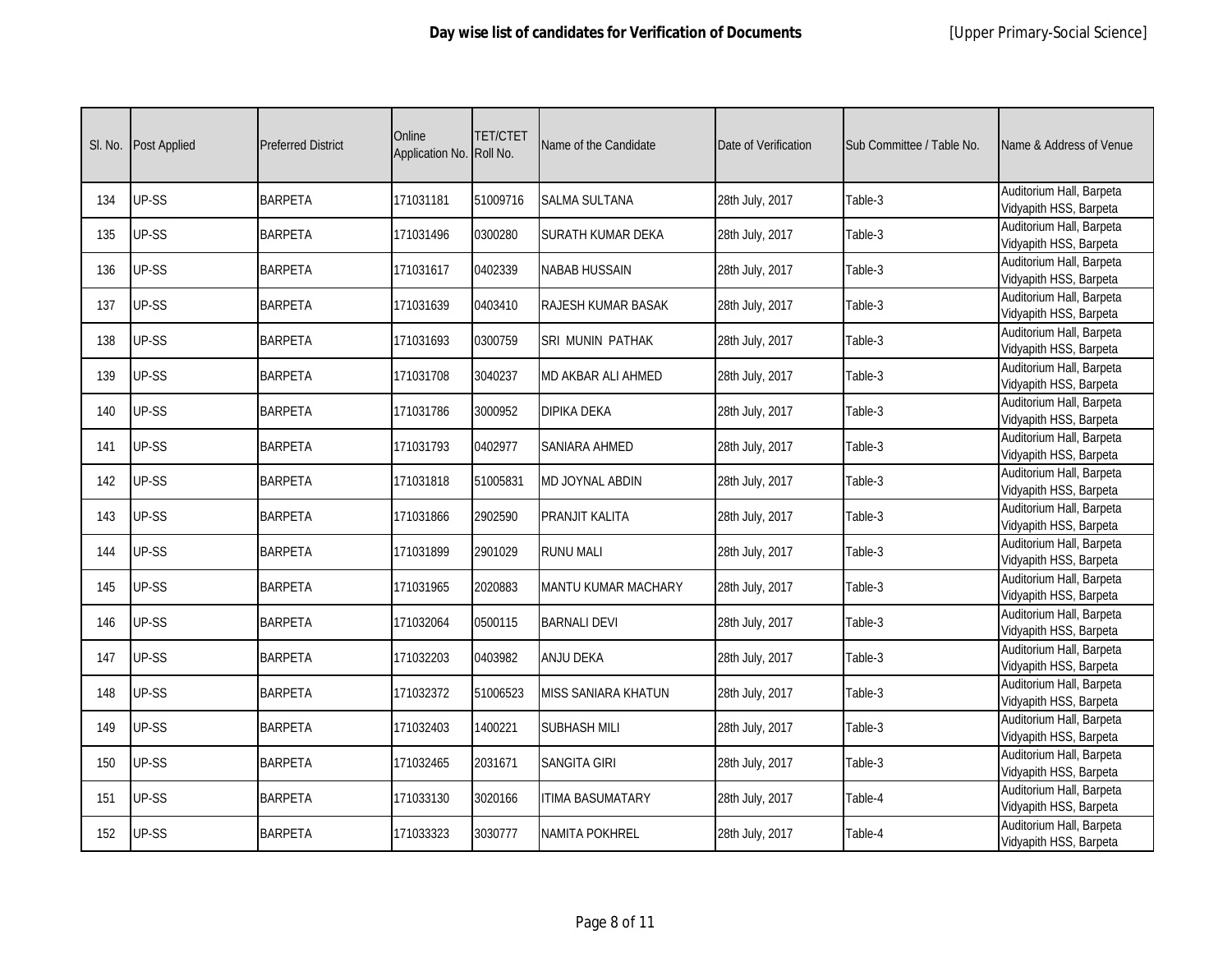| Sl. No. | Post Applied | Preferred District | Online Application No. | TET/CTET Roll No. | Name of the Candidate | Date of Verification | Sub Committee / Table No. | Name & Address of Venue |
|---|---|---|---|---|---|---|---|---|
| 134 | UP-SS | BARPETA | 171031181 | 51009716 | SALMA SULTANA | 28th July, 2017 | Table-3 | Auditorium Hall, Barpeta Vidyapith HSS, Barpeta |
| 135 | UP-SS | BARPETA | 171031496 | 0300280 | SURATH KUMAR DEKA | 28th July, 2017 | Table-3 | Auditorium Hall, Barpeta Vidyapith HSS, Barpeta |
| 136 | UP-SS | BARPETA | 171031617 | 0402339 | NABAB HUSSAIN | 28th July, 2017 | Table-3 | Auditorium Hall, Barpeta Vidyapith HSS, Barpeta |
| 137 | UP-SS | BARPETA | 171031639 | 0403410 | RAJESH KUMAR BASAK | 28th July, 2017 | Table-3 | Auditorium Hall, Barpeta Vidyapith HSS, Barpeta |
| 138 | UP-SS | BARPETA | 171031693 | 0300759 | SRI MUNIN PATHAK | 28th July, 2017 | Table-3 | Auditorium Hall, Barpeta Vidyapith HSS, Barpeta |
| 139 | UP-SS | BARPETA | 171031708 | 3040237 | MD AKBAR ALI AHMED | 28th July, 2017 | Table-3 | Auditorium Hall, Barpeta Vidyapith HSS, Barpeta |
| 140 | UP-SS | BARPETA | 171031786 | 3000952 | DIPIKA DEKA | 28th July, 2017 | Table-3 | Auditorium Hall, Barpeta Vidyapith HSS, Barpeta |
| 141 | UP-SS | BARPETA | 171031793 | 0402977 | SANIARA AHMED | 28th July, 2017 | Table-3 | Auditorium Hall, Barpeta Vidyapith HSS, Barpeta |
| 142 | UP-SS | BARPETA | 171031818 | 51005831 | MD JOYNAL ABDIN | 28th July, 2017 | Table-3 | Auditorium Hall, Barpeta Vidyapith HSS, Barpeta |
| 143 | UP-SS | BARPETA | 171031866 | 2902590 | PRANJIT KALITA | 28th July, 2017 | Table-3 | Auditorium Hall, Barpeta Vidyapith HSS, Barpeta |
| 144 | UP-SS | BARPETA | 171031899 | 2901029 | RUNU MALI | 28th July, 2017 | Table-3 | Auditorium Hall, Barpeta Vidyapith HSS, Barpeta |
| 145 | UP-SS | BARPETA | 171031965 | 2020883 | MANTU KUMAR MACHARY | 28th July, 2017 | Table-3 | Auditorium Hall, Barpeta Vidyapith HSS, Barpeta |
| 146 | UP-SS | BARPETA | 171032064 | 0500115 | BARNALI DEVI | 28th July, 2017 | Table-3 | Auditorium Hall, Barpeta Vidyapith HSS, Barpeta |
| 147 | UP-SS | BARPETA | 171032203 | 0403982 | ANJU DEKA | 28th July, 2017 | Table-3 | Auditorium Hall, Barpeta Vidyapith HSS, Barpeta |
| 148 | UP-SS | BARPETA | 171032372 | 51006523 | MISS SANIARA KHATUN | 28th July, 2017 | Table-3 | Auditorium Hall, Barpeta Vidyapith HSS, Barpeta |
| 149 | UP-SS | BARPETA | 171032403 | 1400221 | SUBHASH MILI | 28th July, 2017 | Table-3 | Auditorium Hall, Barpeta Vidyapith HSS, Barpeta |
| 150 | UP-SS | BARPETA | 171032465 | 2031671 | SANGITA GIRI | 28th July, 2017 | Table-3 | Auditorium Hall, Barpeta Vidyapith HSS, Barpeta |
| 151 | UP-SS | BARPETA | 171033130 | 3020166 | ITIMA BASUMATARY | 28th July, 2017 | Table-4 | Auditorium Hall, Barpeta Vidyapith HSS, Barpeta |
| 152 | UP-SS | BARPETA | 171033323 | 3030777 | NAMITA POKHREL | 28th July, 2017 | Table-4 | Auditorium Hall, Barpeta Vidyapith HSS, Barpeta |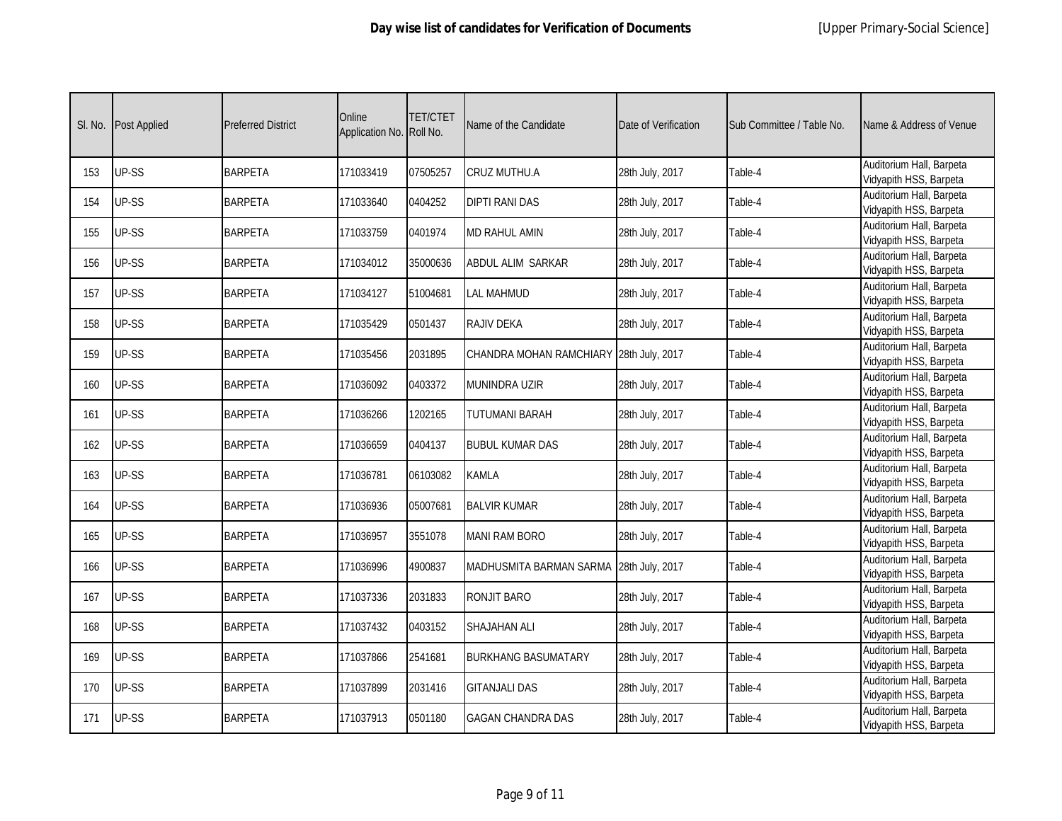**Day wise list of candidates for Verification of Documents** [Upper Primary-Social Science]

| Sl. No. | Post Applied | Preferred District | Online Application No. | TET/CTET Roll No. | Name of the Candidate | Date of Verification | Sub Committee / Table No. | Name & Address of Venue |
|---|---|---|---|---|---|---|---|---|
| 153 | UP-SS | BARPETA | 171033419 | 07505257 | CRUZ MUTHU.A | 28th July, 2017 | Table-4 | Auditorium Hall, Barpeta Vidyapith HSS, Barpeta |
| 154 | UP-SS | BARPETA | 171033640 | 0404252 | DIPTI RANI DAS | 28th July, 2017 | Table-4 | Auditorium Hall, Barpeta Vidyapith HSS, Barpeta |
| 155 | UP-SS | BARPETA | 171033759 | 0401974 | MD RAHUL AMIN | 28th July, 2017 | Table-4 | Auditorium Hall, Barpeta Vidyapith HSS, Barpeta |
| 156 | UP-SS | BARPETA | 171034012 | 35000636 | ABDUL ALIM SARKAR | 28th July, 2017 | Table-4 | Auditorium Hall, Barpeta Vidyapith HSS, Barpeta |
| 157 | UP-SS | BARPETA | 171034127 | 51004681 | LAL MAHMUD | 28th July, 2017 | Table-4 | Auditorium Hall, Barpeta Vidyapith HSS, Barpeta |
| 158 | UP-SS | BARPETA | 171035429 | 0501437 | RAJIV DEKA | 28th July, 2017 | Table-4 | Auditorium Hall, Barpeta Vidyapith HSS, Barpeta |
| 159 | UP-SS | BARPETA | 171035456 | 2031895 | CHANDRA MOHAN RAMCHIARY | 28th July, 2017 | Table-4 | Auditorium Hall, Barpeta Vidyapith HSS, Barpeta |
| 160 | UP-SS | BARPETA | 171036092 | 0403372 | MUNINDRA UZIR | 28th July, 2017 | Table-4 | Auditorium Hall, Barpeta Vidyapith HSS, Barpeta |
| 161 | UP-SS | BARPETA | 171036266 | 1202165 | TUTUMANI BARAH | 28th July, 2017 | Table-4 | Auditorium Hall, Barpeta Vidyapith HSS, Barpeta |
| 162 | UP-SS | BARPETA | 171036659 | 0404137 | BUBUL KUMAR DAS | 28th July, 2017 | Table-4 | Auditorium Hall, Barpeta Vidyapith HSS, Barpeta |
| 163 | UP-SS | BARPETA | 171036781 | 06103082 | KAMLA | 28th July, 2017 | Table-4 | Auditorium Hall, Barpeta Vidyapith HSS, Barpeta |
| 164 | UP-SS | BARPETA | 171036936 | 05007681 | BALVIR KUMAR | 28th July, 2017 | Table-4 | Auditorium Hall, Barpeta Vidyapith HSS, Barpeta |
| 165 | UP-SS | BARPETA | 171036957 | 3551078 | MANI RAM BORO | 28th July, 2017 | Table-4 | Auditorium Hall, Barpeta Vidyapith HSS, Barpeta |
| 166 | UP-SS | BARPETA | 171036996 | 4900837 | MADHUSMITA BARMAN SARMA | 28th July, 2017 | Table-4 | Auditorium Hall, Barpeta Vidyapith HSS, Barpeta |
| 167 | UP-SS | BARPETA | 171037336 | 2031833 | RONJIT BARO | 28th July, 2017 | Table-4 | Auditorium Hall, Barpeta Vidyapith HSS, Barpeta |
| 168 | UP-SS | BARPETA | 171037432 | 0403152 | SHAJAHAN ALI | 28th July, 2017 | Table-4 | Auditorium Hall, Barpeta Vidyapith HSS, Barpeta |
| 169 | UP-SS | BARPETA | 171037866 | 2541681 | BURKHANG BASUMATARY | 28th July, 2017 | Table-4 | Auditorium Hall, Barpeta Vidyapith HSS, Barpeta |
| 170 | UP-SS | BARPETA | 171037899 | 2031416 | GITANJALI DAS | 28th July, 2017 | Table-4 | Auditorium Hall, Barpeta Vidyapith HSS, Barpeta |
| 171 | UP-SS | BARPETA | 171037913 | 0501180 | GAGAN CHANDRA DAS | 28th July, 2017 | Table-4 | Auditorium Hall, Barpeta Vidyapith HSS, Barpeta |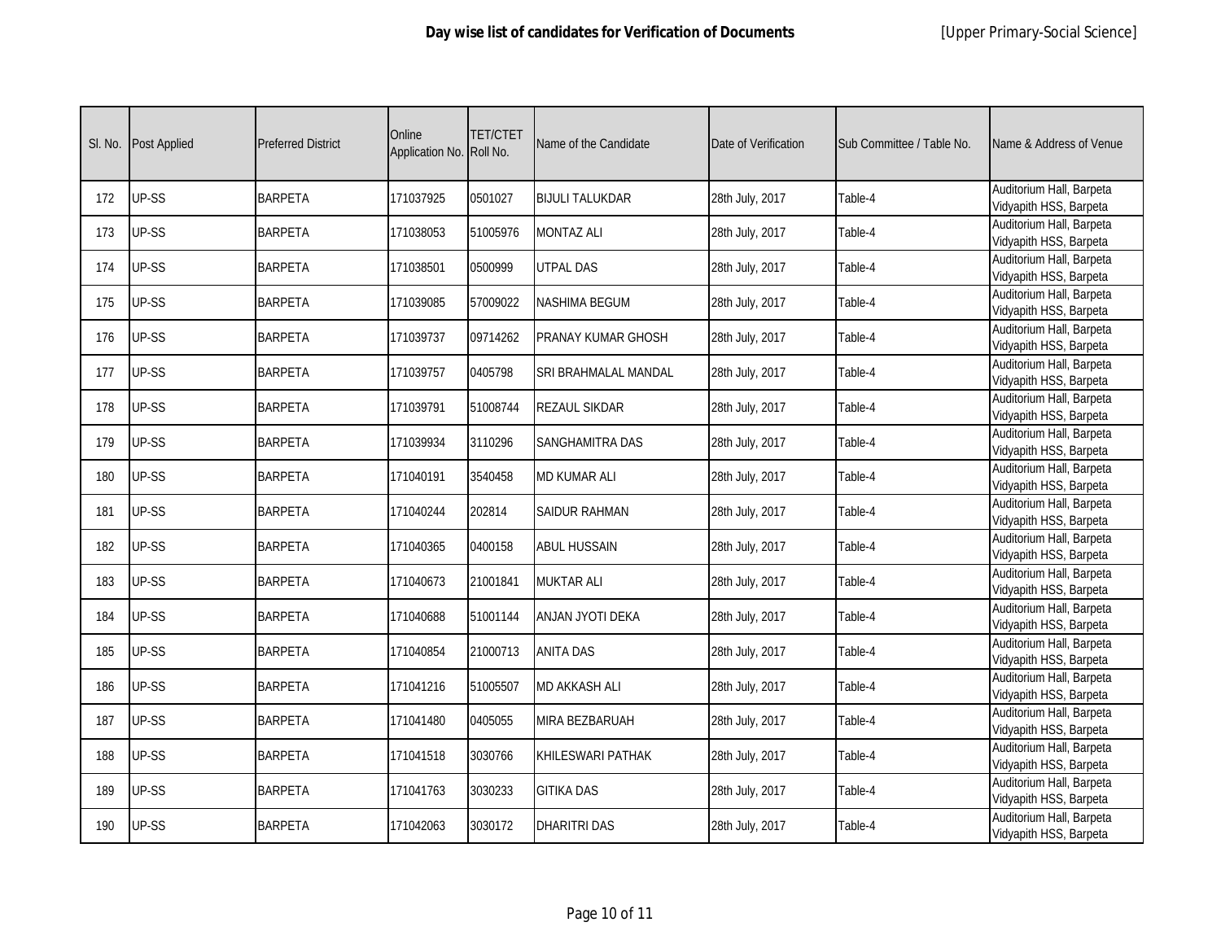**Day wise list of candidates for Verification of Documents** [Upper Primary-Social Science]

| Sl. No. | Post Applied | Preferred District | Online Application No. | TET/CTET Roll No. | Name of the Candidate | Date of Verification | Sub Committee / Table No. | Name & Address of Venue |
|---|---|---|---|---|---|---|---|---|
| 172 | UP-SS | BARPETA | 171037925 | 0501027 | BIJULI TALUKDAR | 28th July, 2017 | Table-4 | Auditorium Hall, Barpeta Vidyapith HSS, Barpeta |
| 173 | UP-SS | BARPETA | 171038053 | 51005976 | MONTAZ ALI | 28th July, 2017 | Table-4 | Auditorium Hall, Barpeta Vidyapith HSS, Barpeta |
| 174 | UP-SS | BARPETA | 171038501 | 0500999 | UTPAL DAS | 28th July, 2017 | Table-4 | Auditorium Hall, Barpeta Vidyapith HSS, Barpeta |
| 175 | UP-SS | BARPETA | 171039085 | 57009022 | NASHIMA BEGUM | 28th July, 2017 | Table-4 | Auditorium Hall, Barpeta Vidyapith HSS, Barpeta |
| 176 | UP-SS | BARPETA | 171039737 | 09714262 | PRANAY KUMAR GHOSH | 28th July, 2017 | Table-4 | Auditorium Hall, Barpeta Vidyapith HSS, Barpeta |
| 177 | UP-SS | BARPETA | 171039757 | 0405798 | SRI BRAHMALAL MANDAL | 28th July, 2017 | Table-4 | Auditorium Hall, Barpeta Vidyapith HSS, Barpeta |
| 178 | UP-SS | BARPETA | 171039791 | 51008744 | REZAUL SIKDAR | 28th July, 2017 | Table-4 | Auditorium Hall, Barpeta Vidyapith HSS, Barpeta |
| 179 | UP-SS | BARPETA | 171039934 | 3110296 | SANGHAMITRA DAS | 28th July, 2017 | Table-4 | Auditorium Hall, Barpeta Vidyapith HSS, Barpeta |
| 180 | UP-SS | BARPETA | 171040191 | 3540458 | MD KUMAR ALI | 28th July, 2017 | Table-4 | Auditorium Hall, Barpeta Vidyapith HSS, Barpeta |
| 181 | UP-SS | BARPETA | 171040244 | 202814 | SAIDUR RAHMAN | 28th July, 2017 | Table-4 | Auditorium Hall, Barpeta Vidyapith HSS, Barpeta |
| 182 | UP-SS | BARPETA | 171040365 | 0400158 | ABUL HUSSAIN | 28th July, 2017 | Table-4 | Auditorium Hall, Barpeta Vidyapith HSS, Barpeta |
| 183 | UP-SS | BARPETA | 171040673 | 21001841 | MUKTAR ALI | 28th July, 2017 | Table-4 | Auditorium Hall, Barpeta Vidyapith HSS, Barpeta |
| 184 | UP-SS | BARPETA | 171040688 | 51001144 | ANJAN JYOTI DEKA | 28th July, 2017 | Table-4 | Auditorium Hall, Barpeta Vidyapith HSS, Barpeta |
| 185 | UP-SS | BARPETA | 171040854 | 21000713 | ANITA DAS | 28th July, 2017 | Table-4 | Auditorium Hall, Barpeta Vidyapith HSS, Barpeta |
| 186 | UP-SS | BARPETA | 171041216 | 51005507 | MD AKKASH ALI | 28th July, 2017 | Table-4 | Auditorium Hall, Barpeta Vidyapith HSS, Barpeta |
| 187 | UP-SS | BARPETA | 171041480 | 0405055 | MIRA BEZBARUAH | 28th July, 2017 | Table-4 | Auditorium Hall, Barpeta Vidyapith HSS, Barpeta |
| 188 | UP-SS | BARPETA | 171041518 | 3030766 | KHILESWARI PATHAK | 28th July, 2017 | Table-4 | Auditorium Hall, Barpeta Vidyapith HSS, Barpeta |
| 189 | UP-SS | BARPETA | 171041763 | 3030233 | GITIKA DAS | 28th July, 2017 | Table-4 | Auditorium Hall, Barpeta Vidyapith HSS, Barpeta |
| 190 | UP-SS | BARPETA | 171042063 | 3030172 | DHARITRI DAS | 28th July, 2017 | Table-4 | Auditorium Hall, Barpeta Vidyapith HSS, Barpeta |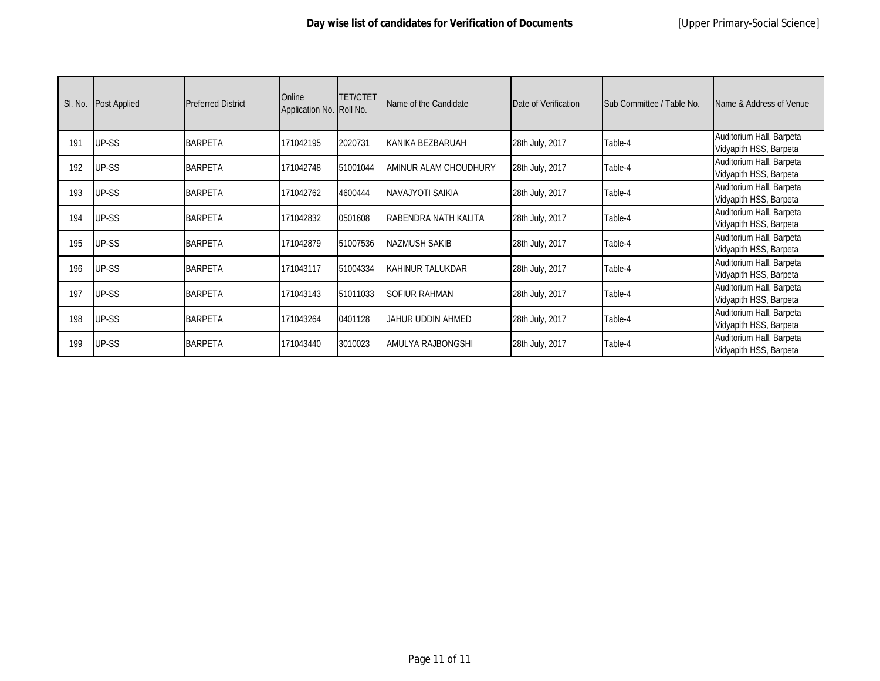| Sl. No. | Post Applied | Preferred District | Online Application No. | TET/CTET Roll No. | Name of the Candidate | Date of Verification | Sub Committee / Table No. | Name & Address of Venue |
|---|---|---|---|---|---|---|---|---|
| 191 | UP-SS | BARPETA | 171042195 | 2020731 | KANIKA BEZBARUAH | 28th July, 2017 | Table-4 | Auditorium Hall, Barpeta Vidyapith HSS, Barpeta |
| 192 | UP-SS | BARPETA | 171042748 | 51001044 | AMINUR ALAM CHOUDHURY | 28th July, 2017 | Table-4 | Auditorium Hall, Barpeta Vidyapith HSS, Barpeta |
| 193 | UP-SS | BARPETA | 171042762 | 4600444 | NAVAJYOTI SAIKIA | 28th July, 2017 | Table-4 | Auditorium Hall, Barpeta Vidyapith HSS, Barpeta |
| 194 | UP-SS | BARPETA | 171042832 | 0501608 | RABENDRA NATH KALITA | 28th July, 2017 | Table-4 | Auditorium Hall, Barpeta Vidyapith HSS, Barpeta |
| 195 | UP-SS | BARPETA | 171042879 | 51007536 | NAZMUSH SAKIB | 28th July, 2017 | Table-4 | Auditorium Hall, Barpeta Vidyapith HSS, Barpeta |
| 196 | UP-SS | BARPETA | 171043117 | 51004334 | KAHINUR TALUKDAR | 28th July, 2017 | Table-4 | Auditorium Hall, Barpeta Vidyapith HSS, Barpeta |
| 197 | UP-SS | BARPETA | 171043143 | 51011033 | SOFIUR RAHMAN | 28th July, 2017 | Table-4 | Auditorium Hall, Barpeta Vidyapith HSS, Barpeta |
| 198 | UP-SS | BARPETA | 171043264 | 0401128 | JAHUR UDDIN AHMED | 28th July, 2017 | Table-4 | Auditorium Hall, Barpeta Vidyapith HSS, Barpeta |
| 199 | UP-SS | BARPETA | 171043440 | 3010023 | AMULYA RAJBONGSHI | 28th July, 2017 | Table-4 | Auditorium Hall, Barpeta Vidyapith HSS, Barpeta |